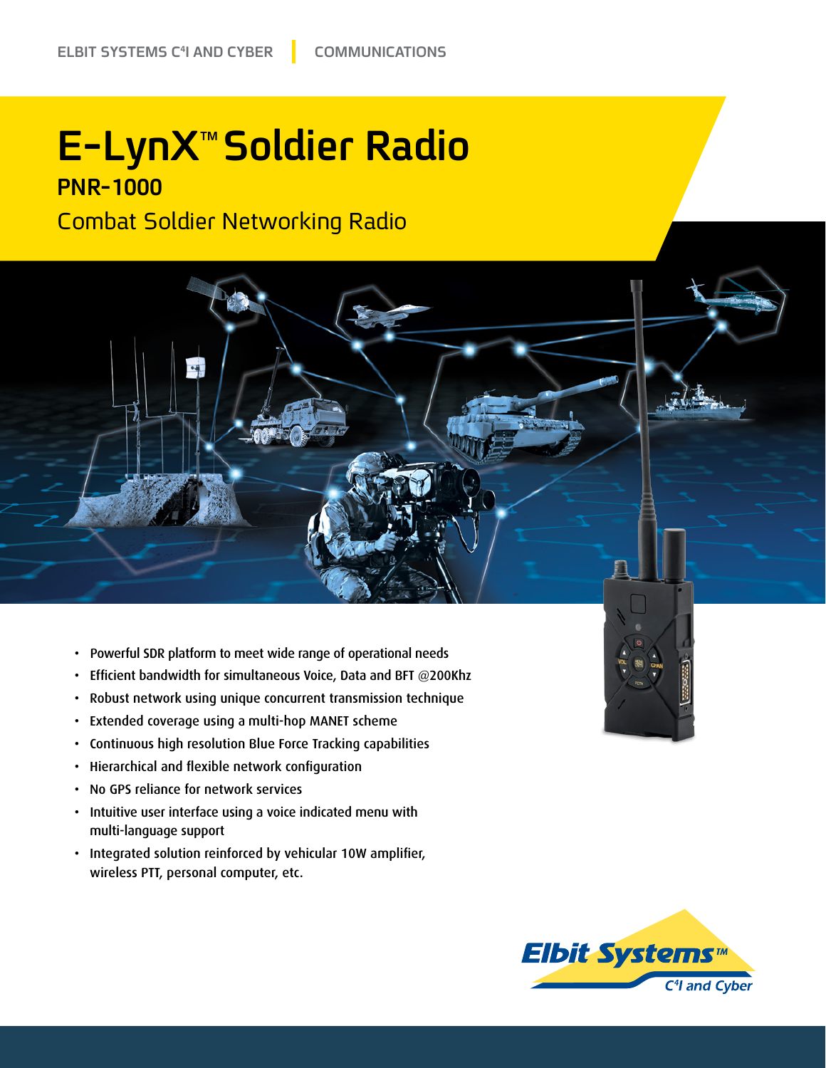ELBIT SYSTEMS C4I AND CYBER | COMMUNICATIONS

# E-LynX™ Soldier Radio

## PNR-1000

### Combat Soldier Networking Radio

- Powerful SDR platform to meet wide range of operational needs
- Efficient bandwidth for simultaneous Voice, Data and BFT @200Khz
- Robust network using unique concurrent transmission technique
- Extended coverage using a multi-hop MANET scheme
- Continuous high resolution Blue Force Tracking capabilities
- Hierarchical and flexible network configuration
- No GPS reliance for network services
- Intuitive user interface using a voice indicated menu with multi-language support
- Integrated solution reinforced by vehicular 10W amplifier, wireless PTT, personal computer, etc.

Elbit Systems™ C4I and Cyber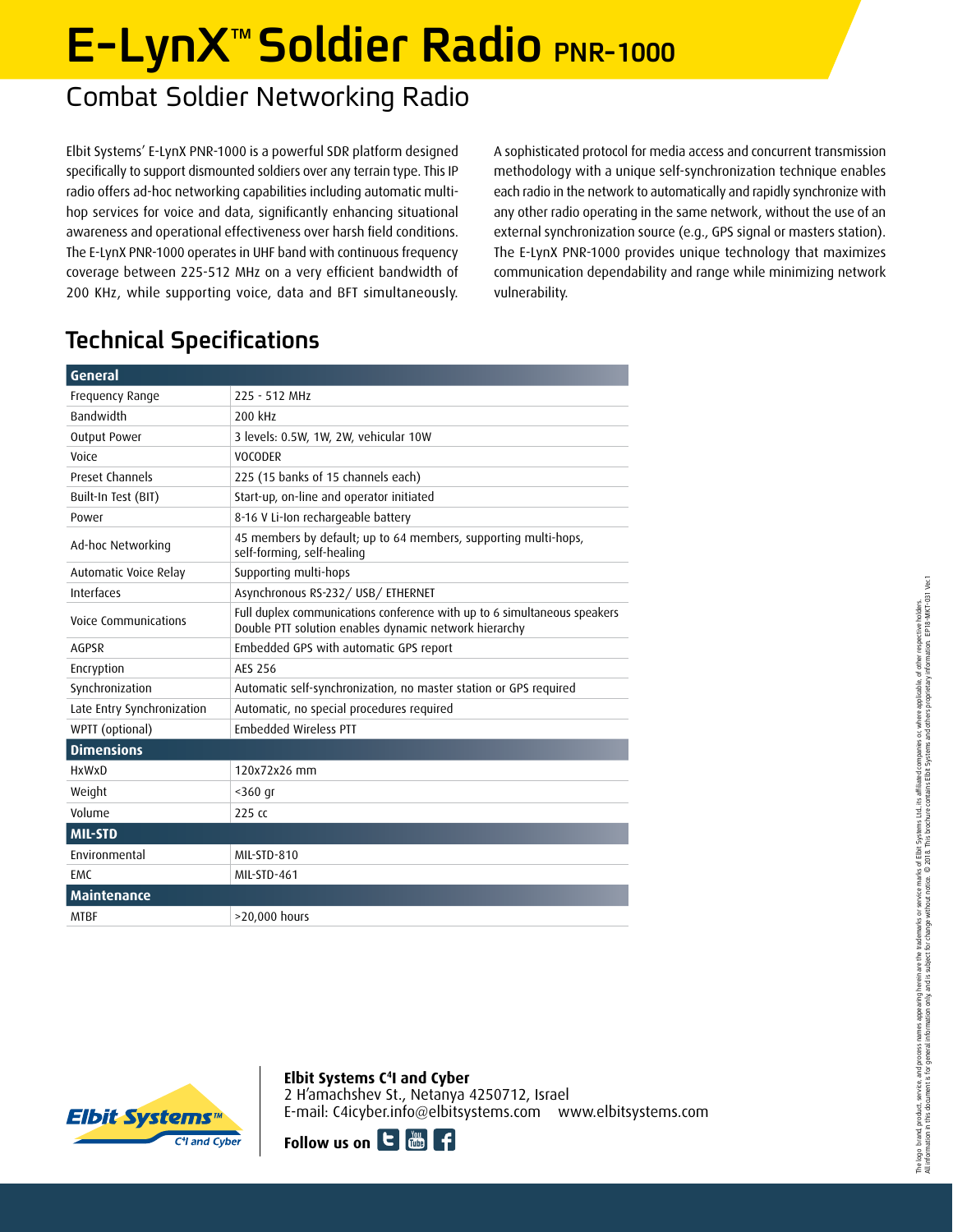# E-LynX™ Soldier Radio PNR-1000

## Combat Soldier Networking Radio

Elbit Systems' E-LynX PNR-1000 is a powerful SDR platform designed specifically to support dismounted soldiers over any terrain type. This IP radio offers ad-hoc networking capabilities including automatic multi-hop services for voice and data, significantly enhancing situational awareness and operational effectiveness over harsh field conditions. The E-LynX PNR-1000 operates in UHF band with continuous frequency coverage between 225-512 MHz on a very efficient bandwidth of 200 KHz, while supporting voice, data and BFT simultaneously.

A sophisticated protocol for media access and concurrent transmission methodology with a unique self-synchronization technique enables each radio in the network to automatically and rapidly synchronize with any other radio operating in the same network, without the use of an external synchronization source (e.g., GPS signal or masters station). The E-LynX PNR-1000 provides unique technology that maximizes communication dependability and range while minimizing network vulnerability.

## Technical Specifications

| **General** | |
|---|---|
| Frequency Range | 225 - 512 MHz |
| Bandwidth | 200 kHz |
| Output Power | 3 levels: 0.5W, 1W, 2W, vehicular 10W |
| Voice | VOCODER |
| Preset Channels | 225 (15 banks of 15 channels each) |
| Built-In Test (BIT) | Start-up, on-line and operator initiated |
| Power | 8-16 V Li-Ion rechargeable battery |
| Ad-hoc Networking | 45 members by default; up to 64 members, supporting multi-hops, self-forming, self-healing |
| Automatic Voice Relay | Supporting multi-hops |
| Interfaces | Asynchronous RS-232/ USB/ ETHERNET |
| Voice Communications | Full duplex communications conference with up to 6 simultaneous speakers Double PTT solution enables dynamic network hierarchy |
| AGPSR | Embedded GPS with automatic GPS report |
| Encryption | AES 256 |
| Synchronization | Automatic self-synchronization, no master station or GPS required |
| Late Entry Synchronization | Automatic, no special procedures required |
| WPTT (optional) | Embedded Wireless PTT |
| **Dimensions** | |
| HxWxD | 120x72x26 mm |
| Weight | <360 gr |
| Volume | 225 cc |
| **MIL-STD** | |
| Environmental | MIL-STD-810 |
| EMC | MIL-STD-461 |
| **Maintenance** | |
| MTBF | >20,000 hours |

**Elbit Systems C⁴I and Cyber**
2 H'amachshev St., Netanya 4250712, Israel
E-mail: C4icyber.info@elbitsystems.com www.elbitsystems.com

**Follow us on**

The logo, brand, product, service and process names appearing herein are the trademarks or service marks of Elbit Systems Ltd., its affiliated companies or, where applicable, of other respective holders. All information in this document is for general information only and is subject for change without notice. © 2018. This brochure contains Elbit Systems and others proprietary information. EP18-MKT-031 Ver.1